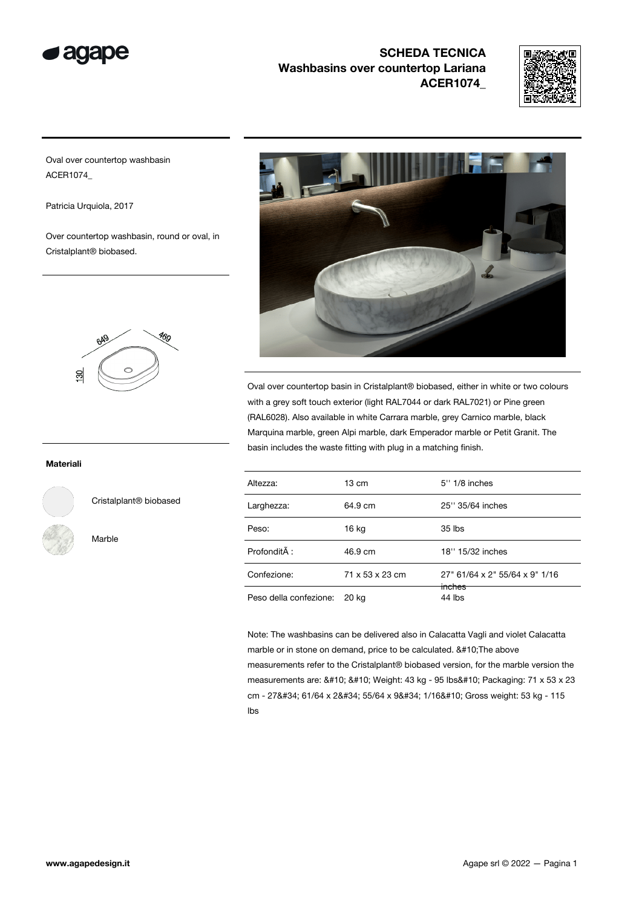# SCHEDA TECNICA
## Washbasins over countertop Lariana
## ACER1074_

Oval over countertop washbasin
ACER1074_

Patricia Urquiola, 2017

Over countertop washbasin, round or oval, in Cristalplant® biobased.

649 469 130

### Materiali

Cristalplant® biobased

Marble

Oval over countertop basin in Cristalplant® biobased, either in white or two colours with a grey soft touch exterior (light RAL7044 or dark RAL7021) or Pine green (RAL6028). Also available in white Carrara marble, grey Carnico marble, black Marquina marble, green Alpi marble, dark Emperador marble or Petit Granit. The basin includes the waste fitting with plug in a matching finish.

| | | |
|---|---|---|
| Altezza: | 13 cm | 5'' 1/8 inches |
| Larghezza: | 64.9 cm | 25'' 35/64 inches |
| Peso: | 16 kg | 35 lbs |
| ProfonditÃ : | 46.9 cm | 18'' 15/32 inches |
| Confezione: | 71 x 53 x 23 cm | 27" 61/64 x 2" 55/64 x 9" 1/16 inches |
| Peso della confezione: | 20 kg | 44 lbs |

Note: The washbasins can be delivered also in Calacatta Vagli and violet Calacatta marble or in stone on demand, price to be calculated. &#10;The above measurements refer to the Cristalplant® biobased version, for the marble version the measurements are: &#10; &#10; Weight: 43 kg - 95 lbs&#10; Packaging: 71 x 53 x 23 cm - 27&#34; 61/64 x 2&#34; 55/64 x 9&#34; 1/16&#10; Gross weight: 53 kg - 115 lbs

www.agapedesign.it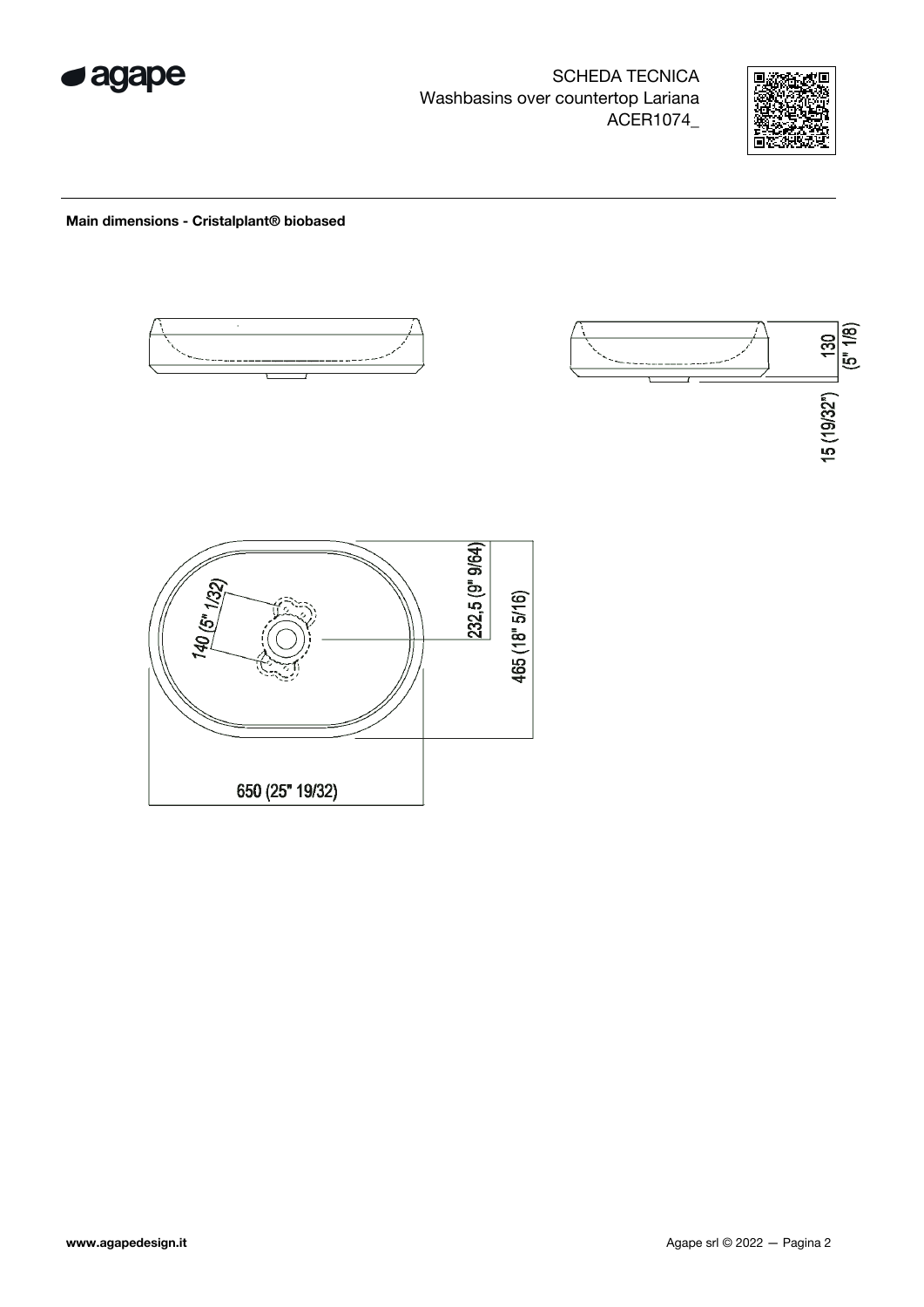SCHEDA TECNICA
Washbasins over countertop Lariana
ACER1074_

**Main dimensions - Cristalplant® biobased**

130 (5" 1/8)

15 (19/32")

140 (5" 1/32)

232,5 (9" 9/64)

465 (18" 5/16)

650 (25" 19/32)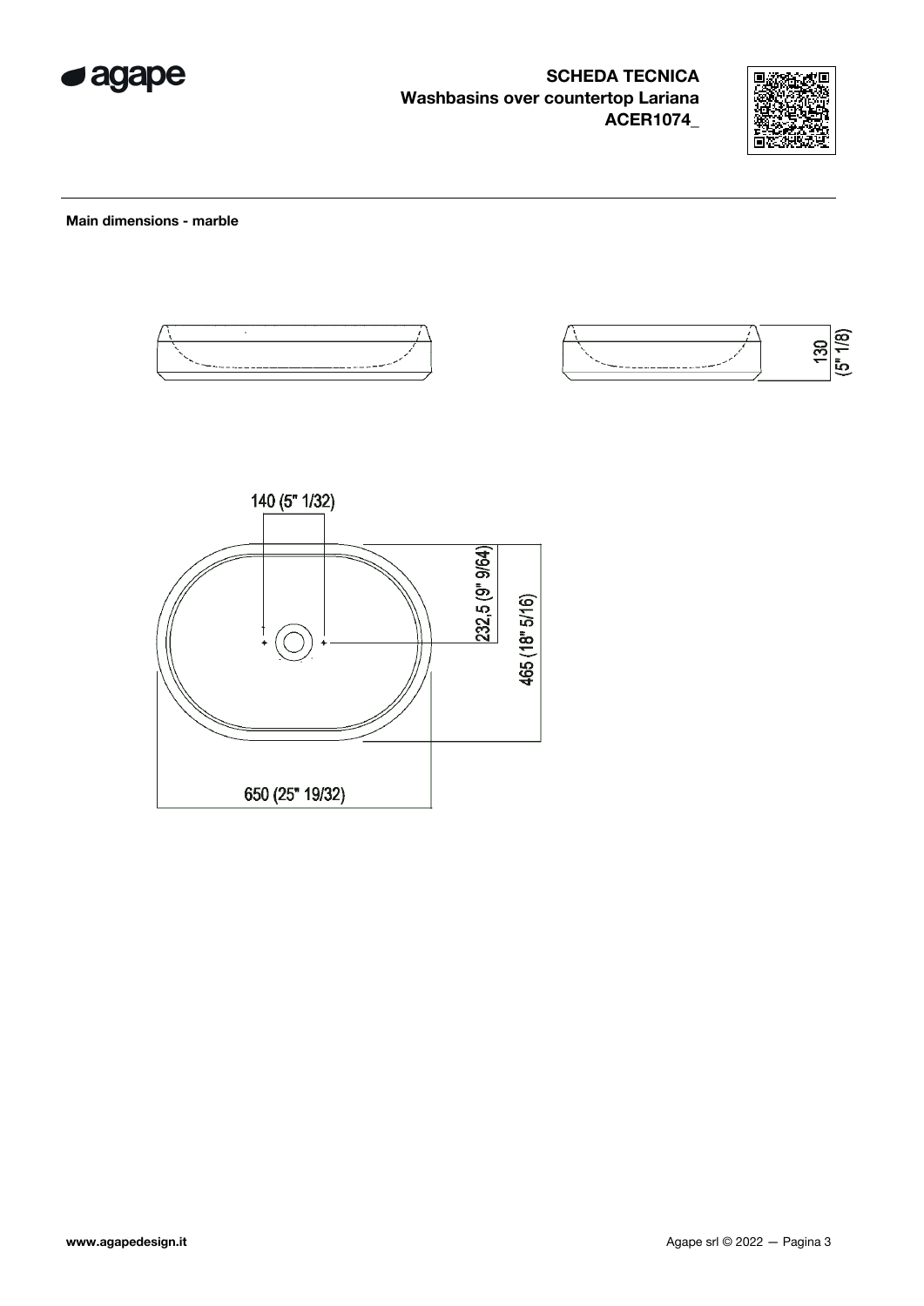**SCHEDA TECNICA**
**Washbasins over countertop Lariana**
**ACER1074_**

**Main dimensions - marble**

130 (5" 1/8)

140 (5" 1/32)

232,5 (9" 9/64)

465 (18" 5/16)

650 (25" 19/32)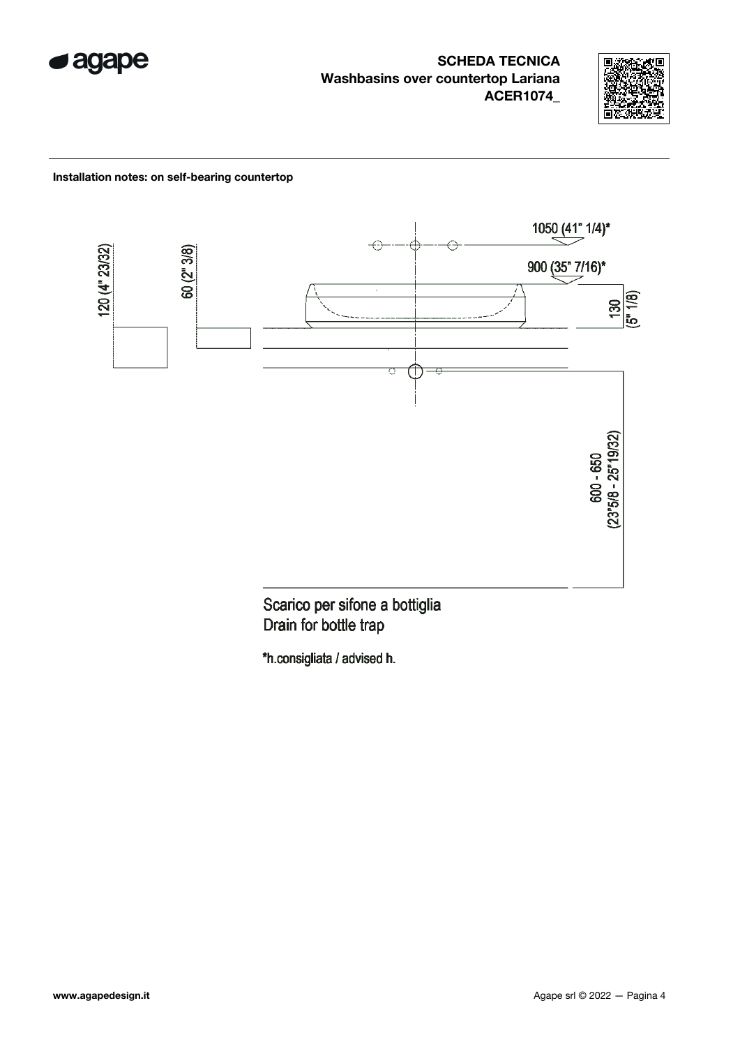# SCHEDA TECNICA
## Washbasins over countertop Lariana
## ACER1074_

**Installation notes: on self-bearing countertop**

1050 (41" 1/4)*

900 (35" 7/16)*

120 (4" 23/32)

60 (2" 3/8)

130 (5" 1/8)

600 - 650 (23"5/8 - 25"19/32)

Scarico per sifone a bottiglia
Drain for bottle trap

*h.consigliata / advised h.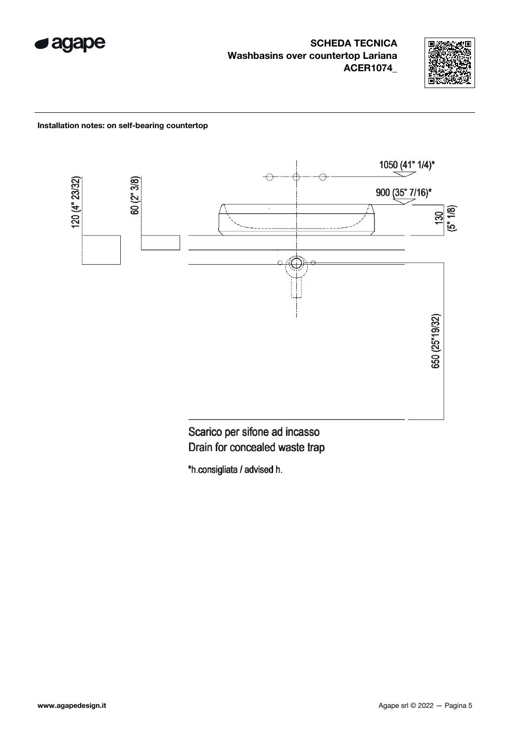**SCHEDA TECNICA**
**Washbasins over countertop Lariana**
**ACER1074_**

**Installation notes: on self-bearing countertop**

120 (4" 23/32)

60 (2" 3/8)

1050 (41" 1/4)*

900 (35" 7/16)*

130 (5" 1/8)

650 (25"19/32)

Scarico per sifone ad incasso
Drain for concealed waste trap

*h.consigliata / advised h.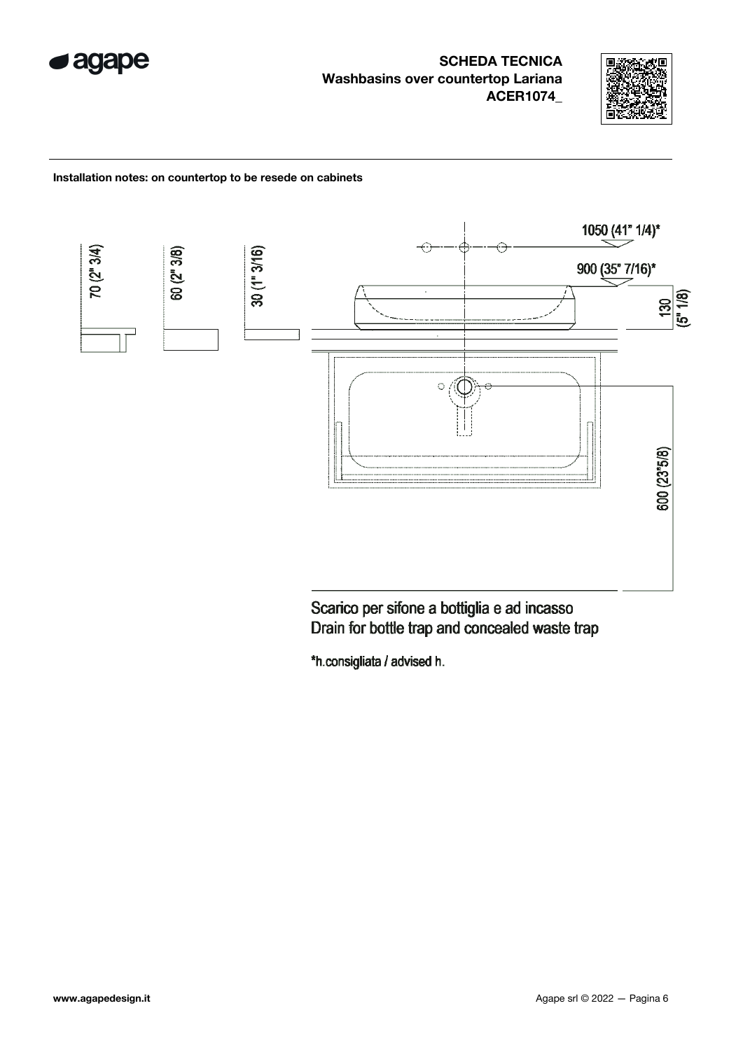**SCHEDA TECNICA**
**Washbasins over countertop Lariana**
**ACER1074_**

**Installation notes: on countertop to be resede on cabinets**

70 (2" 3/4)

60 (2" 3/8)

30 (1" 3/16)

1050 (41" 1/4)*

900 (35" 7/16)*

130 (5" 1/8)

600 (23"5/8)

Scarico per sifone a bottiglia e ad incasso
Drain for bottle trap and concealed waste trap

*h.consigliata / advised h.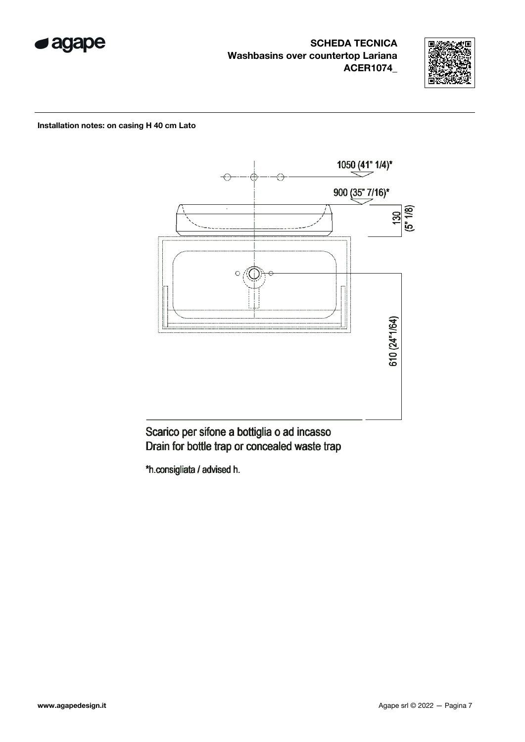# SCHEDA TECNICA
## Washbasins over countertop Lariana
## ACER1074_

**Installation notes: on casing H 40 cm Lato**

1050 (41" 1/4)*

900 (35" 7/16)*

130 (5" 1/8)

610 (24"1/64)

Scarico per sifone a bottiglia o ad incasso
Drain for bottle trap or concealed waste trap

*h.consigliata / advised h.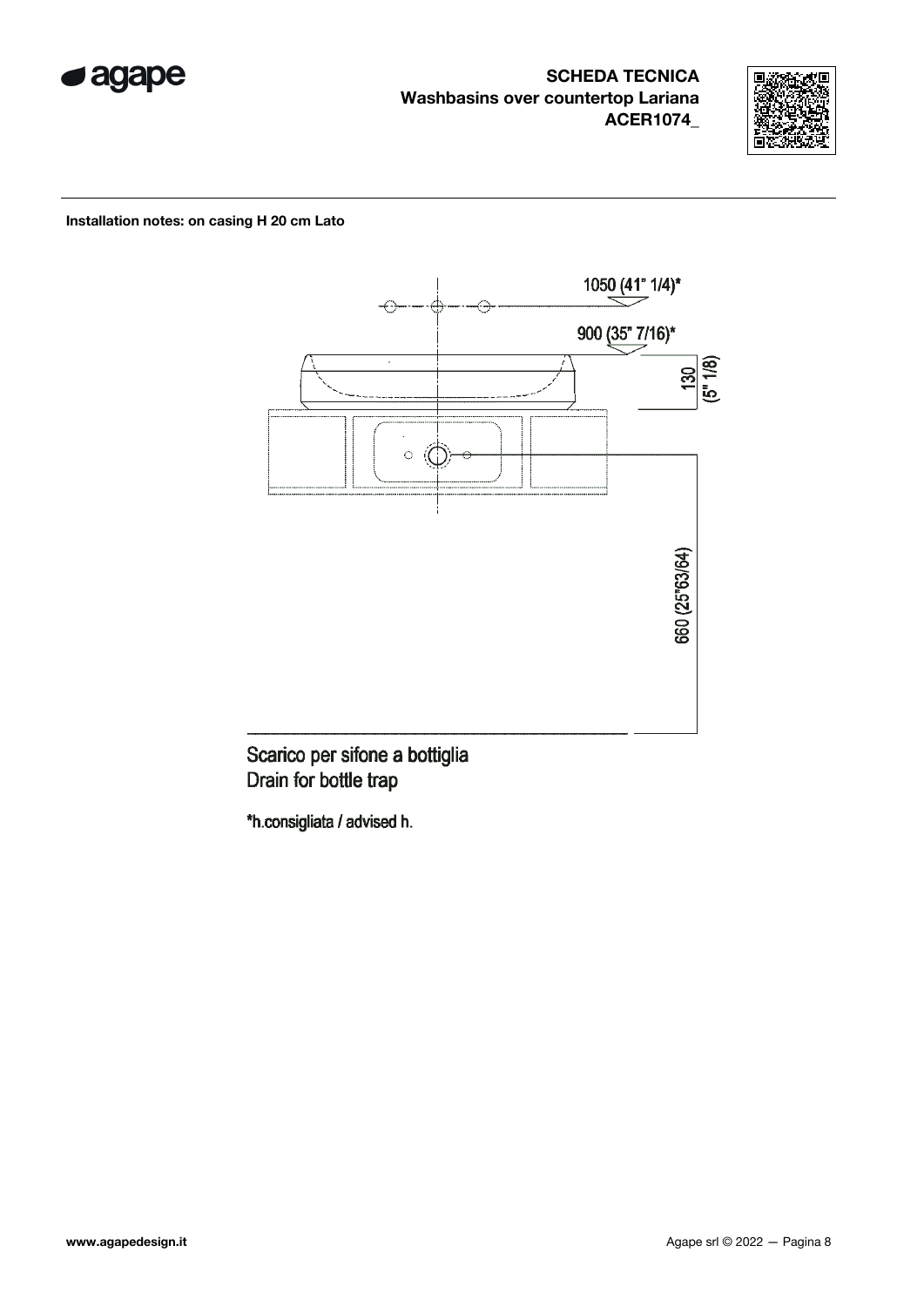**SCHEDA TECNICA**
**Washbasins over countertop Lariana**
**ACER1074_**

**Installation notes: on casing H 20 cm Lato**

1050 (41" 1/4)*

900 (35" 7/16)*

130 (5" 1/8)

660 (25"63/64)

Scarico per sifone a bottiglia
Drain for bottle trap

*h.consigliata / advised h.

www.agapedesign.it

Agape srl © 2022 — Pagina 8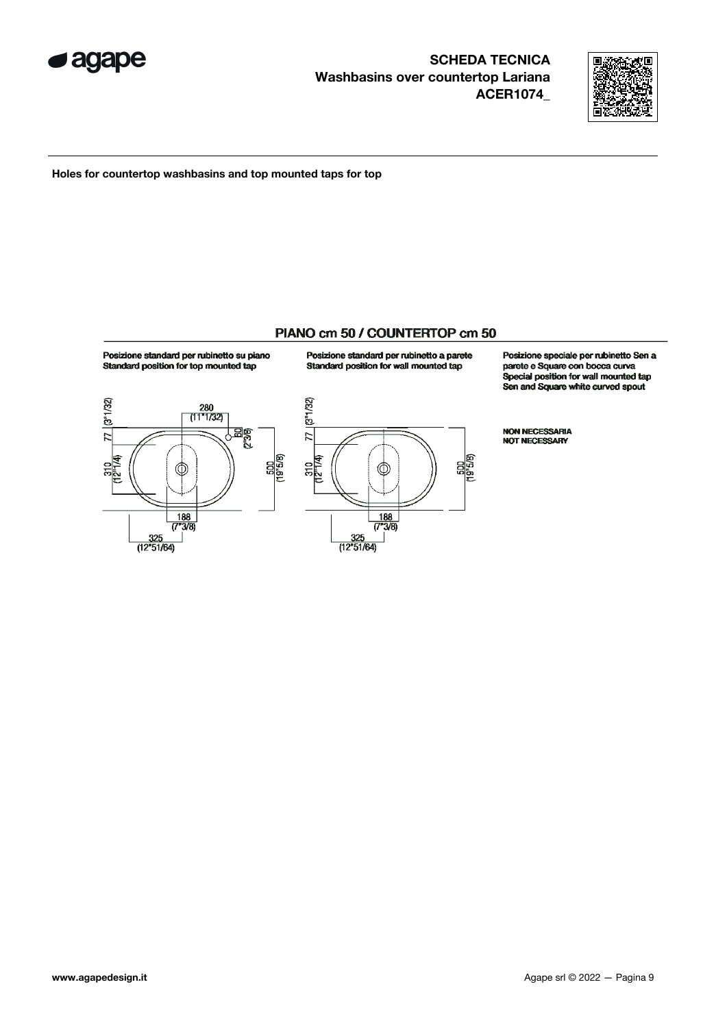**SCHEDA TECNICA**
**Washbasins over countertop Lariana**
**ACER1074_**

**Holes for countertop washbasins and top mounted taps for top**

## PIANO cm 50 / COUNTERTOP cm 50

**Posizione standard per rubinetto su piano**
**Standard position for top mounted tap**

280 (11"1/32)
60 (2"3/8)
77 (3"1/32)
310 (12"1/4)
500 (19"5/8)
188 (7"3/8)
325 (12"51/64)

**Posizione standard per rubinetto a parete**
**Standard position for wall mounted tap**

77 (3"1/32)
310 (12"1/4)
500 (19"5/8)
188 (7"3/8)
325 (12"51/64)

**Posizione speciale per rubinetto Sen a parete e Square con bocca curva**
**Special position for wall mounted tap Sen and Square white curved spout**

**NON NECESSARIA**
**NOT NECESSARY**

www.agapedesign.it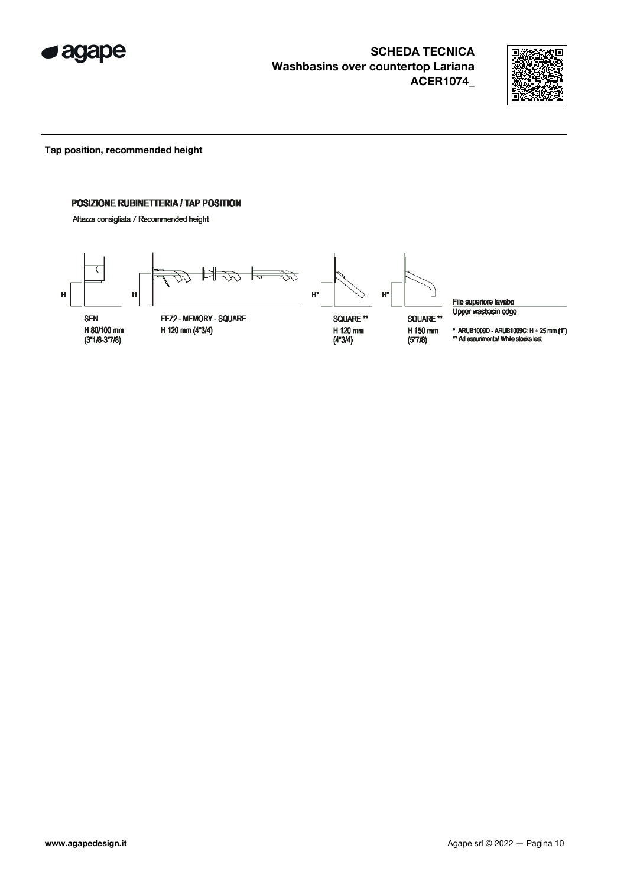## Tap position, recommended height

**POSIZIONE RUBINETTERIA / TAP POSITION**

Altezza consigliata / Recommended height

H

SEN
H 80/100 mm
(3"1/8-3"7/8)

H

FEZ2 - MEMORY - SQUARE
H 120 mm (4"3/4)

H*

SQUARE **
H 120 mm
(4"3/4)

H*

SQUARE **
H 150 mm
(5"7/8)

Filo superiore lavabo
Upper washbasin edge

* ARUB1009D - ARUB1009C: H + 25 mm (1")
** Ad esaurimento/ While stocks last